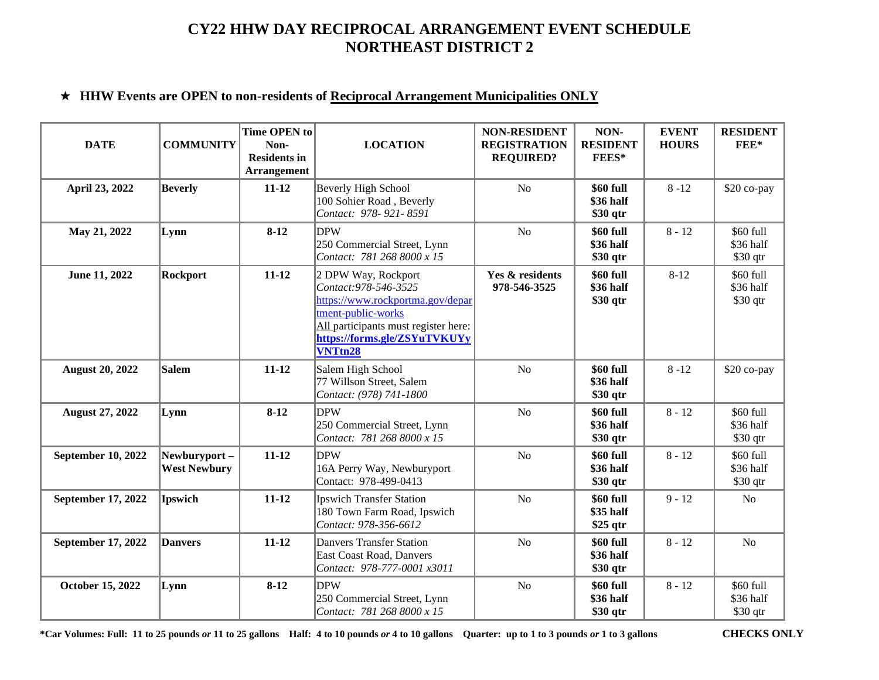# CY22 HHW DAY RECIPROCAL ARRANGEMENT EVENT SCHEDULE
# NORTHEAST DISTRICT 2

★ **HHW Events are OPEN to non-residents of <u>Reciprocal Arrangement Municipalities ONLY</u>**

| DATE | COMMUNITY | Time OPEN to Non-Residents in Arrangement | LOCATION | NON-RESIDENT REGISTRATION REQUIRED? | NON-RESIDENT FEES* | EVENT HOURS | RESIDENT FEE* |
|---|---|---|---|---|---|---|---|
| **April 23, 2022** | **Beverly** | **11-12** | Beverly High School<br>100 Sohier Road , Beverly<br>*Contact: 978- 921- 8591* | No | **$60 full<br>$36 half<br>$30 qtr** | 8 -12 | $20 co-pay |
| **May 21, 2022** | **Lynn** | **8-12** | DPW<br>250 Commercial Street, Lynn<br>*Contact: 781 268 8000 x 15* | No | **$60 full<br>$36 half<br>$30 qtr** | 8 - 12 | $60 full<br>$36 half<br>$30 qtr |
| **June 11, 2022** | **Rockport** | **11-12** | 2 DPW Way, Rockport<br>*Contact:978-546-3525*<br>https://www.rockportma.gov/department-public-works<br><u>All</u> participants must register here:<br>**https://forms.gle/ZSYuTVKUYyVNTtn28** | **Yes & residents 978-546-3525** | **$60 full<br>$36 half<br>$30 qtr** | 8-12 | $60 full<br>$36 half<br>$30 qtr |
| **August 20, 2022** | **Salem** | **11-12** | Salem High School<br>77 Willson Street, Salem<br>*Contact: (978) 741-1800* | No | **$60 full<br>$36 half<br>$30 qtr** | 8 -12 | $20 co-pay |
| **August 27, 2022** | **Lynn** | **8-12** | DPW<br>250 Commercial Street, Lynn<br>*Contact: 781 268 8000 x 15* | No | **$60 full<br>$36 half<br>$30 qtr** | 8 - 12 | $60 full<br>$36 half<br>$30 qtr |
| **September 10, 2022** | **Newburyport – West Newbury** | **11-12** | DPW<br>16A Perry Way, Newburyport<br>Contact: 978-499-0413 | No | **$60 full<br>$36 half<br>$30 qtr** | 8 - 12 | $60 full<br>$36 half<br>$30 qtr |
| **September 17, 2022** | **Ipswich** | **11-12** | Ipswich Transfer Station<br>180 Town Farm Road, Ipswich<br>*Contact: 978-356-6612* | No | **$60 full<br>$35 half<br>$25 qtr** | 9 - 12 | No |
| **September 17, 2022** | **Danvers** | **11-12** | Danvers Transfer Station<br>East Coast Road, Danvers<br>*Contact: 978-777-0001 x3011* | No | **$60 full<br>$36 half<br>$30 qtr** | 8 - 12 | No |
| **October 15, 2022** | **Lynn** | **8-12** | DPW<br>250 Commercial Street, Lynn<br>*Contact: 781 268 8000 x 15* | No | **$60 full<br>$36 half<br>$30 qtr** | 8 - 12 | $60 full<br>$36 half<br>$30 qtr |

**\*Car Volumes: Full: 11 to 25 pounds *or* 11 to 25 gallons Half: 4 to 10 pounds *or* 4 to 10 gallons Quarter: up to 1 to 3 pounds *or* 1 to 3 gallons** **CHECKS ONLY**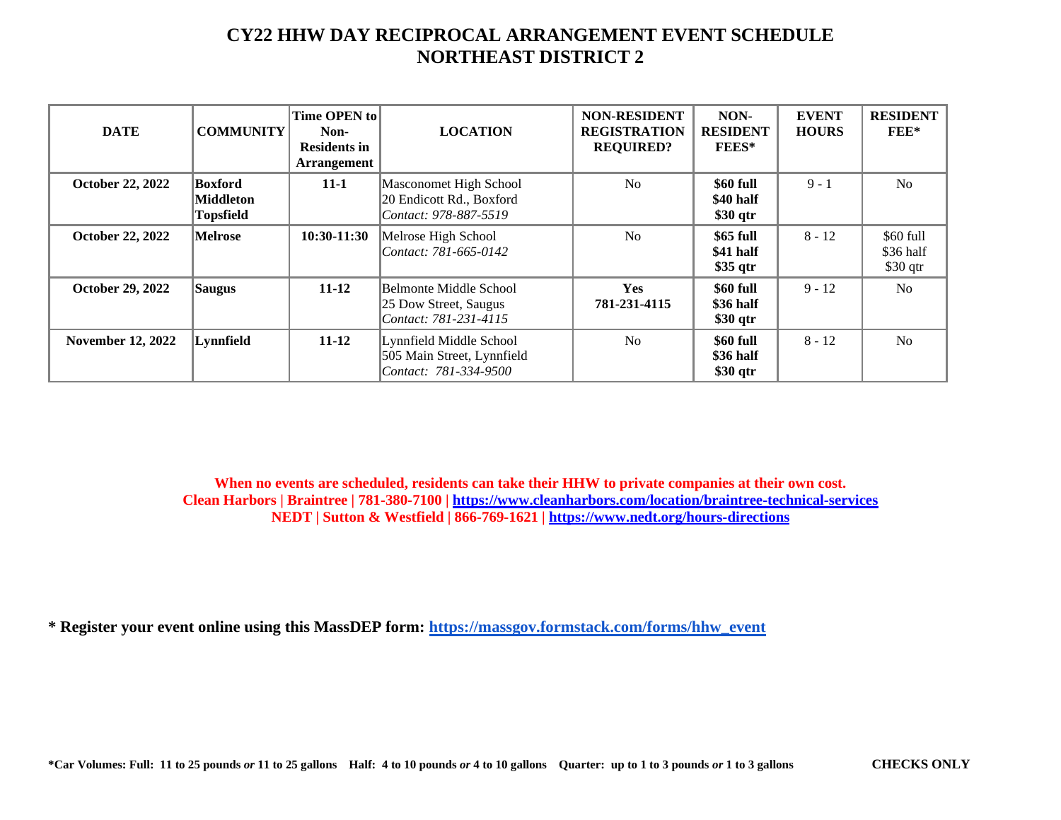# CY22 HHW DAY RECIPROCAL ARRANGEMENT EVENT SCHEDULE
# NORTHEAST DISTRICT 2

| DATE | COMMUNITY | Time OPEN to Non-Residents in Arrangement | LOCATION | NON-RESIDENT REGISTRATION REQUIRED? | NON-RESIDENT FEES* | EVENT HOURS | RESIDENT FEE* |
|---|---|---|---|---|---|---|---|
| **October 22, 2022** | **Boxford Middleton Topsfield** | **11-1** | Masconomet High School<br>20 Endicott Rd., Boxford<br>*Contact: 978-887-5519* | No | **$60 full<br>$40 half<br>$30 qtr** | 9 - 1 | No |
| **October 22, 2022** | **Melrose** | **10:30-11:30** | Melrose High School<br>*Contact: 781-665-0142* | No | **$65 full<br>$41 half<br>$35 qtr** | 8 - 12 | $60 full<br>$36 half<br>$30 qtr |
| **October 29, 2022** | **Saugus** | **11-12** | Belmonte Middle School<br>25 Dow Street, Saugus<br>*Contact: 781-231-4115* | **Yes<br>781-231-4115** | **$60 full<br>$36 half<br>$30 qtr** | 9 - 12 | No |
| **November 12, 2022** | **Lynnfield** | **11-12** | Lynnfield Middle School<br>505 Main Street, Lynnfield<br>*Contact: 781-334-9500* | No | **$60 full<br>$36 half<br>$30 qtr** | 8 - 12 | No |

**When no events are scheduled, residents can take their HHW to private companies at their own cost.**
**Clean Harbors | Braintree | 781-380-7100 | https://www.cleanharbors.com/location/braintree-technical-services**
**NEDT | Sutton & Westfield | 866-769-1621 | https://www.nedt.org/hours-directions**

**\* Register your event online using this MassDEP form: https://massgov.formstack.com/forms/hhw_event**

**\*Car Volumes: Full: 11 to 25 pounds *or* 11 to 25 gallons Half: 4 to 10 pounds *or* 4 to 10 gallons Quarter: up to 1 to 3 pounds *or* 1 to 3 gallons**

**CHECKS ONLY**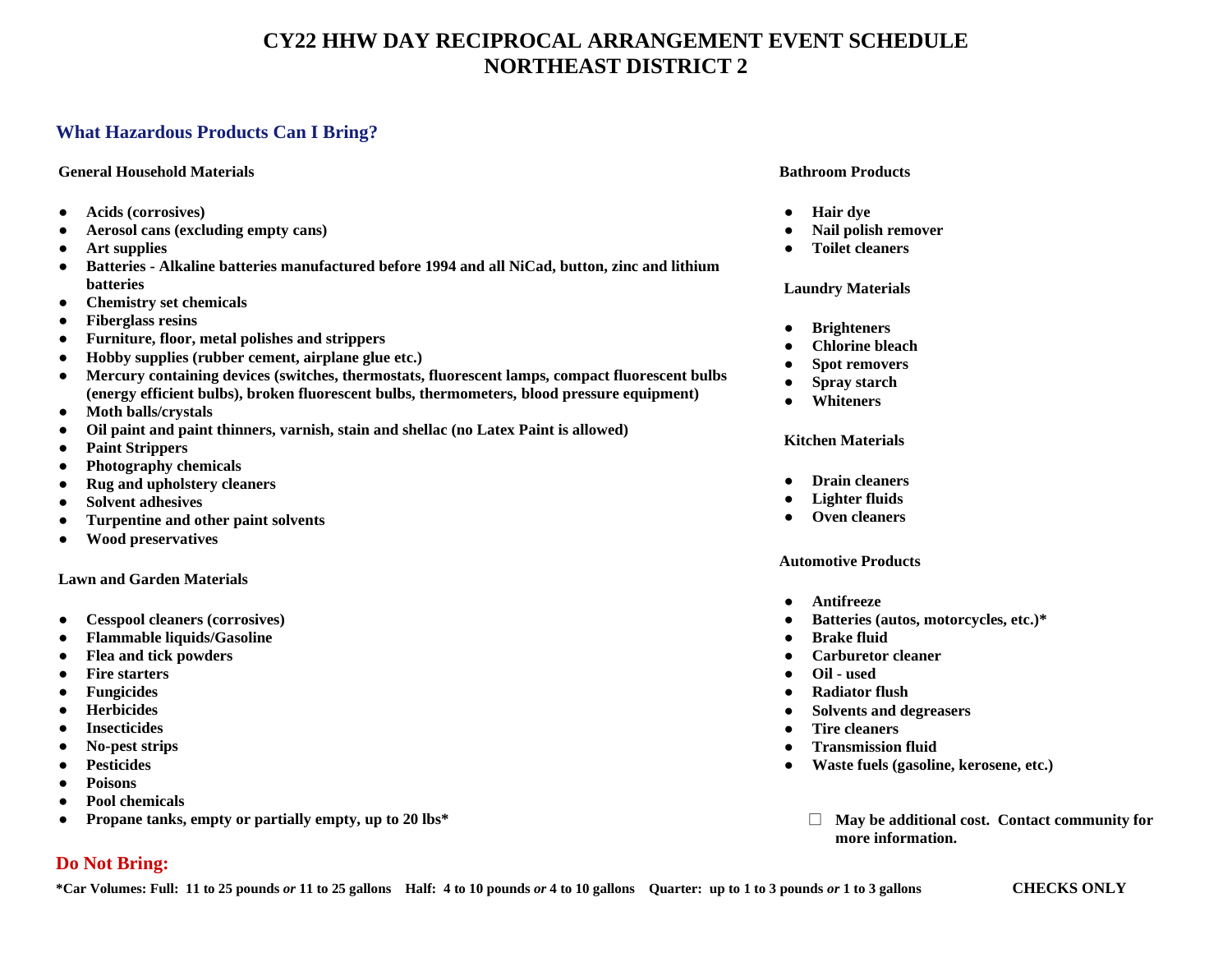# CY22 HHW DAY RECIPROCAL ARRANGEMENT EVENT SCHEDULE
# NORTHEAST DISTRICT 2

## What Hazardous Products Can I Bring?

**General Household Materials**

- **Acids (corrosives)**
- **Aerosol cans (excluding empty cans)**
- **Art supplies**
- **Batteries - Alkaline batteries manufactured before 1994 and all NiCad, button, zinc and lithium batteries**
- **Chemistry set chemicals**
- **Fiberglass resins**
- **Furniture, floor, metal polishes and strippers**
- **Hobby supplies (rubber cement, airplane glue etc.)**
- **Mercury containing devices (switches, thermostats, fluorescent lamps, compact fluorescent bulbs (energy efficient bulbs), broken fluorescent bulbs, thermometers, blood pressure equipment)**
- **Moth balls/crystals**
- **Oil paint and paint thinners, varnish, stain and shellac (no Latex Paint is allowed)**
- **Paint Strippers**
- **Photography chemicals**
- **Rug and upholstery cleaners**
- **Solvent adhesives**
- **Turpentine and other paint solvents**
- **Wood preservatives**

**Lawn and Garden Materials**

- **Cesspool cleaners (corrosives)**
- **Flammable liquids/Gasoline**
- **Flea and tick powders**
- **Fire starters**
- **Fungicides**
- **Herbicides**
- **Insecticides**
- **No-pest strips**
- **Pesticides**
- **Poisons**
- **Pool chemicals**
- **Propane tanks, empty or partially empty, up to 20 lbs***

**Bathroom Products**

- **Hair dye**
- **Nail polish remover**
- **Toilet cleaners**

**Laundry Materials**

- **Brighteners**
- **Chlorine bleach**
- **Spot removers**
- **Spray starch**
- **Whiteners**

**Kitchen Materials**

- **Drain cleaners**
- **Lighter fluids**
- **Oven cleaners**

**Automotive Products**

- **Antifreeze**
- **Batteries (autos, motorcycles, etc.)***
- **Brake fluid**
- **Carburetor cleaner**
- **Oil - used**
- **Radiator flush**
- **Solvents and degreasers**
- **Tire cleaners**
- **Transmission fluid**
- **Waste fuels (gasoline, kerosene, etc.)**

☐ **May be additional cost. Contact community for more information.**

## Do Not Bring:

**\*Car Volumes: Full: 11 to 25 pounds *or* 11 to 25 gallons Half: 4 to 10 pounds *or* 4 to 10 gallons Quarter: up to 1 to 3 pounds *or* 1 to 3 gallons**

**CHECKS ONLY**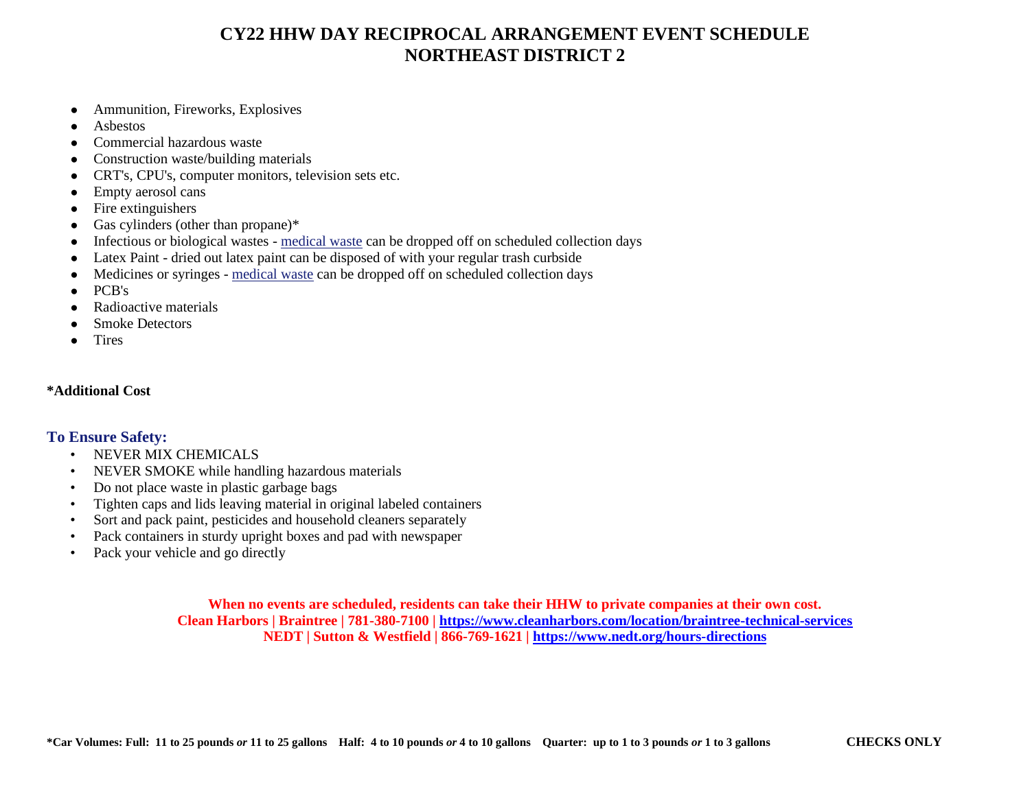- Ammunition, Fireworks, Explosives
- Asbestos
- Commercial hazardous waste
- Construction waste/building materials
- CRT's, CPU's, computer monitors, television sets etc.
- Empty aerosol cans
- Fire extinguishers
- Gas cylinders (other than propane)*
- Infectious or biological wastes - medical waste can be dropped off on scheduled collection days
- Latex Paint - dried out latex paint can be disposed of with your regular trash curbside
- Medicines or syringes - medical waste can be dropped off on scheduled collection days
- PCB's
- Radioactive materials
- Smoke Detectors
- Tires

**\*Additional Cost**

## To Ensure Safety:

- NEVER MIX CHEMICALS
- NEVER SMOKE while handling hazardous materials
- Do not place waste in plastic garbage bags
- Tighten caps and lids leaving material in original labeled containers
- Sort and pack paint, pesticides and household cleaners separately
- Pack containers in sturdy upright boxes and pad with newspaper
- Pack your vehicle and go directly

**When no events are scheduled, residents can take their HHW to private companies at their own cost.**
**Clean Harbors | Braintree | 781-380-7100 | https://www.cleanharbors.com/location/braintree-technical-services**
**NEDT | Sutton & Westfield | 866-769-1621 | https://www.nedt.org/hours-directions**

**\*Car Volumes: Full: 11 to 25 pounds *or* 11 to 25 gallons Half: 4 to 10 pounds *or* 4 to 10 gallons Quarter: up to 1 to 3 pounds *or* 1 to 3 gallons CHECKS ONLY**